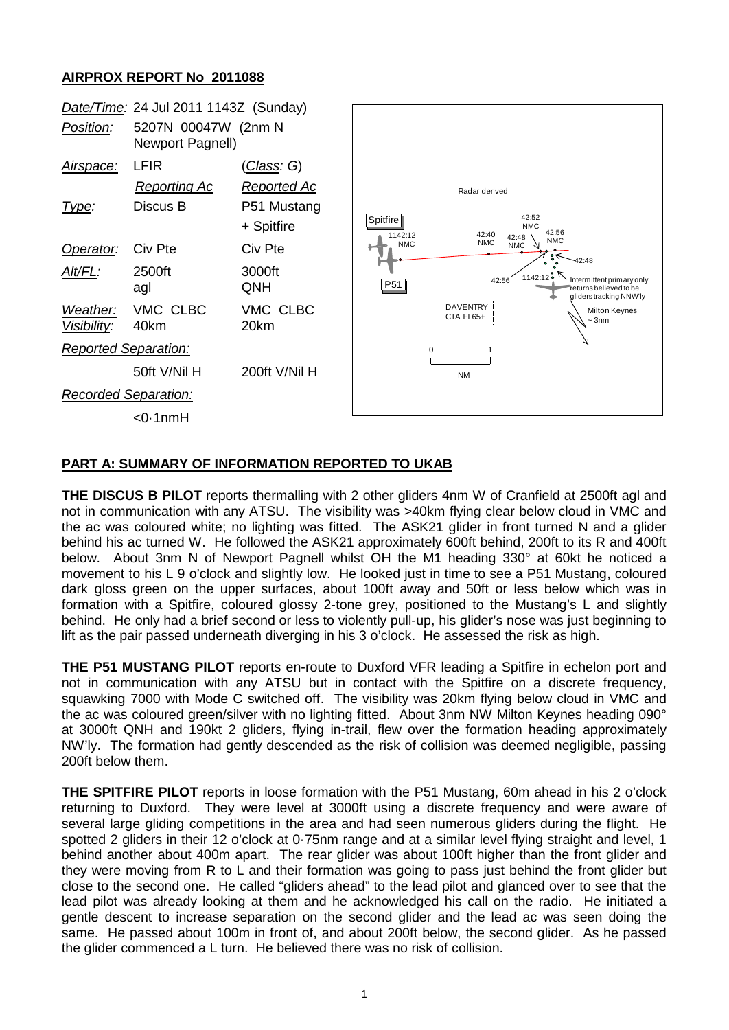**AIRPROX REPORT No 2011088**

| | | |
|---|---|---|
| *Date/Time:* | 24 Jul 2011 1143Z (Sunday) | |
| *Position:* | 5207N 00047W (2nm N Newport Pagnell) | |
| *Airspace:* | LFIR | (*Class*: G) |
| | *Reporting Ac* | *Reported Ac* |
| *Type:* | Discus B | P51 Mustang + Spitfire |
| *Operator:* | Civ Pte | Civ Pte |
| *Alt/FL:* | 2500ft agl | 3000ft QNH |
| *Weather:* | VMC CLBC | VMC CLBC |
| *Visibility:* | 40km | 20km |
| *Reported Separation:* | | |
| | 50ft V/Nil H | 200ft V/Nil H |
| *Recorded Separation:* | | |
| | <0·1nmH | |

Radar derived

Spitfire 1142:12 NMC; 42:40 NMC; 42:48 NMC; 42:52 NMC; 42:56 NMC; 42:48

P51 42:56 1142:12

Intermittent primary only returns believed to be gliders tracking NNW'ly

DAVENTRY CTA FL65+

Milton Keynes ~ 3nm

0 1 NM

## PART A: SUMMARY OF INFORMATION REPORTED TO UKAB

**THE DISCUS B PILOT** reports thermalling with 2 other gliders 4nm W of Cranfield at 2500ft agl and not in communication with any ATSU. The visibility was >40km flying clear below cloud in VMC and the ac was coloured white; no lighting was fitted. The ASK21 glider in front turned N and a glider behind his ac turned W. He followed the ASK21 approximately 600ft behind, 200ft to its R and 400ft below. About 3nm N of Newport Pagnell whilst OH the M1 heading 330° at 60kt he noticed a movement to his L 9 o'clock and slightly low. He looked just in time to see a P51 Mustang, coloured dark gloss green on the upper surfaces, about 100ft away and 50ft or less below which was in formation with a Spitfire, coloured glossy 2-tone grey, positioned to the Mustang's L and slightly behind. He only had a brief second or less to violently pull-up, his glider's nose was just beginning to lift as the pair passed underneath diverging in his 3 o'clock. He assessed the risk as high.

**THE P51 MUSTANG PILOT** reports en-route to Duxford VFR leading a Spitfire in echelon port and not in communication with any ATSU but in contact with the Spitfire on a discrete frequency, squawking 7000 with Mode C switched off. The visibility was 20km flying below cloud in VMC and the ac was coloured green/silver with no lighting fitted. About 3nm NW Milton Keynes heading 090° at 3000ft QNH and 190kt 2 gliders, flying in-trail, flew over the formation heading approximately NW'ly. The formation had gently descended as the risk of collision was deemed negligible, passing 200ft below them.

**THE SPITFIRE PILOT** reports in loose formation with the P51 Mustang, 60m ahead in his 2 o'clock returning to Duxford. They were level at 3000ft using a discrete frequency and were aware of several large gliding competitions in the area and had seen numerous gliders during the flight. He spotted 2 gliders in their 12 o'clock at 0·75nm range and at a similar level flying straight and level, 1 behind another about 400m apart. The rear glider was about 100ft higher than the front glider and they were moving from R to L and their formation was going to pass just behind the front glider but close to the second one. He called "gliders ahead" to the lead pilot and glanced over to see that the lead pilot was already looking at them and he acknowledged his call on the radio. He initiated a gentle descent to increase separation on the second glider and the lead ac was seen doing the same. He passed about 100m in front of, and about 200ft below, the second glider. As he passed the glider commenced a L turn. He believed there was no risk of collision.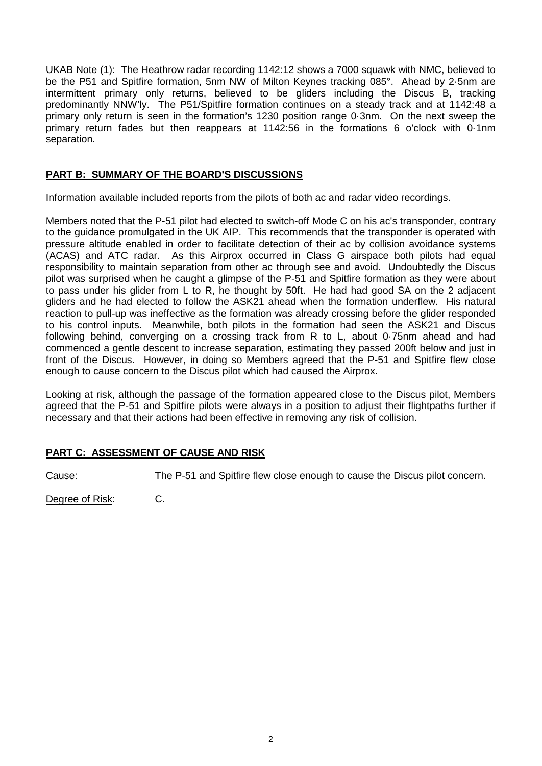UKAB Note (1): The Heathrow radar recording 1142:12 shows a 7000 squawk with NMC, believed to be the P51 and Spitfire formation, 5nm NW of Milton Keynes tracking 085°. Ahead by 2·5nm are intermittent primary only returns, believed to be gliders including the Discus B, tracking predominantly NNW'ly. The P51/Spitfire formation continues on a steady track and at 1142:48 a primary only return is seen in the formation's 1230 position range 0·3nm. On the next sweep the primary return fades but then reappears at 1142:56 in the formations 6 o'clock with 0·1nm separation.

## PART B: SUMMARY OF THE BOARD'S DISCUSSIONS

Information available included reports from the pilots of both ac and radar video recordings.

Members noted that the P-51 pilot had elected to switch-off Mode C on his ac's transponder, contrary to the guidance promulgated in the UK AIP. This recommends that the transponder is operated with pressure altitude enabled in order to facilitate detection of their ac by collision avoidance systems (ACAS) and ATC radar. As this Airprox occurred in Class G airspace both pilots had equal responsibility to maintain separation from other ac through see and avoid. Undoubtedly the Discus pilot was surprised when he caught a glimpse of the P-51 and Spitfire formation as they were about to pass under his glider from L to R, he thought by 50ft. He had had good SA on the 2 adjacent gliders and he had elected to follow the ASK21 ahead when the formation underflew. His natural reaction to pull-up was ineffective as the formation was already crossing before the glider responded to his control inputs. Meanwhile, both pilots in the formation had seen the ASK21 and Discus following behind, converging on a crossing track from R to L, about 0·75nm ahead and had commenced a gentle descent to increase separation, estimating they passed 200ft below and just in front of the Discus. However, in doing so Members agreed that the P-51 and Spitfire flew close enough to cause concern to the Discus pilot which had caused the Airprox.

Looking at risk, although the passage of the formation appeared close to the Discus pilot, Members agreed that the P-51 and Spitfire pilots were always in a position to adjust their flightpaths further if necessary and that their actions had been effective in removing any risk of collision.

## PART C: ASSESSMENT OF CAUSE AND RISK

Cause: The P-51 and Spitfire flew close enough to cause the Discus pilot concern.

Degree of Risk: C.